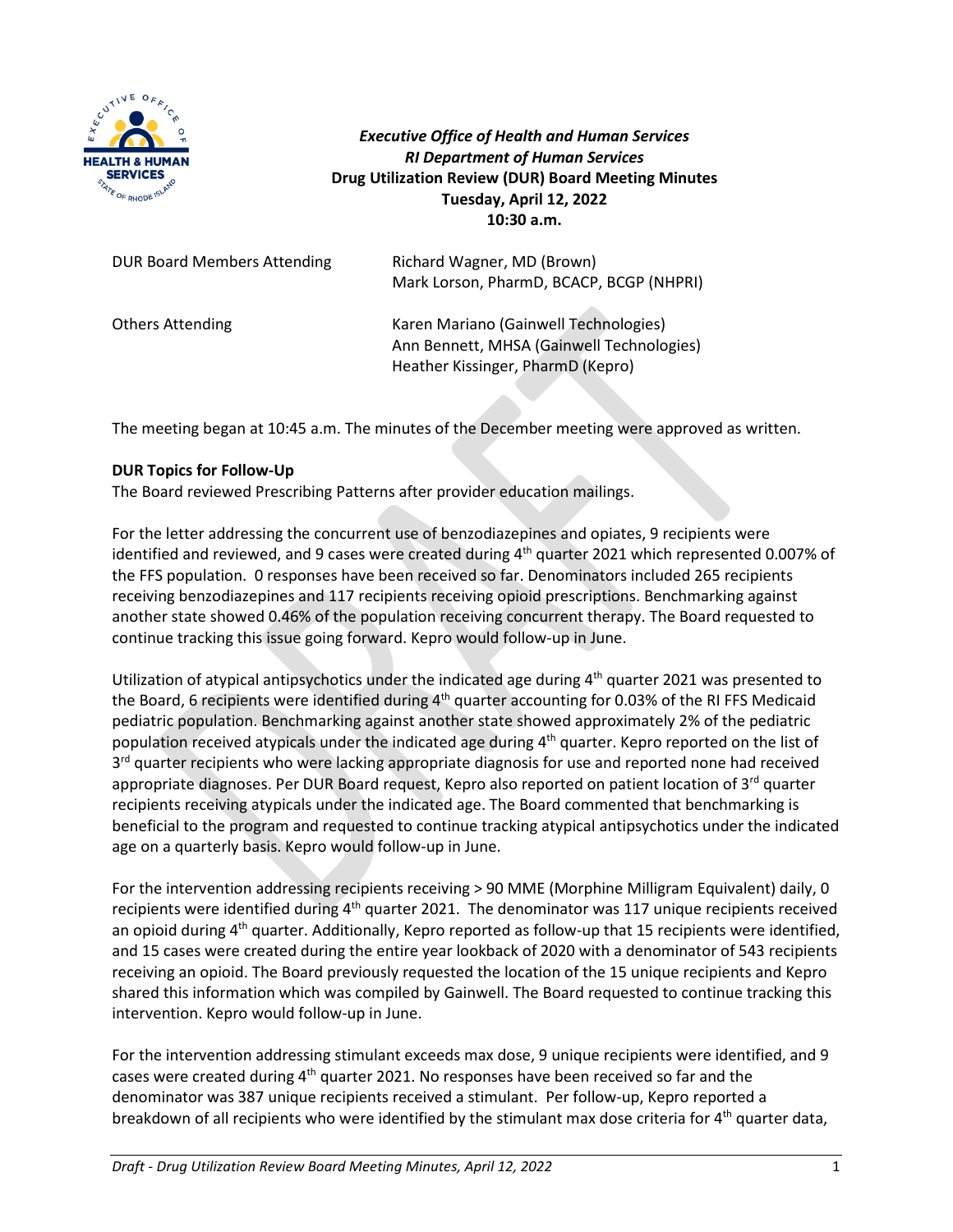***Executive Office of Health and Human Services***
***RI Department of Human Services***
**Drug Utilization Review (DUR) Board Meeting Minutes**
**Tuesday, April 12, 2022**
**10:30 a.m.**

| | |
|---|---|
| DUR Board Members Attending | Richard Wagner, MD (Brown)<br>Mark Lorson, PharmD, BCACP, BCGP (NHPRI) |
| Others Attending | Karen Mariano (Gainwell Technologies)<br>Ann Bennett, MHSA (Gainwell Technologies)<br>Heather Kissinger, PharmD (Kepro) |

The meeting began at 10:45 a.m. The minutes of the December meeting were approved as written.

**DUR Topics for Follow-Up**

The Board reviewed Prescribing Patterns after provider education mailings.

For the letter addressing the concurrent use of benzodiazepines and opiates, 9 recipients were identified and reviewed, and 9 cases were created during 4th quarter 2021 which represented 0.007% of the FFS population. 0 responses have been received so far. Denominators included 265 recipients receiving benzodiazepines and 117 recipients receiving opioid prescriptions. Benchmarking against another state showed 0.46% of the population receiving concurrent therapy. The Board requested to continue tracking this issue going forward. Kepro would follow-up in June.

Utilization of atypical antipsychotics under the indicated age during 4th quarter 2021 was presented to the Board, 6 recipients were identified during 4th quarter accounting for 0.03% of the RI FFS Medicaid pediatric population. Benchmarking against another state showed approximately 2% of the pediatric population received atypicals under the indicated age during 4th quarter. Kepro reported on the list of 3rd quarter recipients who were lacking appropriate diagnosis for use and reported none had received appropriate diagnoses. Per DUR Board request, Kepro also reported on patient location of 3rd quarter recipients receiving atypicals under the indicated age. The Board commented that benchmarking is beneficial to the program and requested to continue tracking atypical antipsychotics under the indicated age on a quarterly basis. Kepro would follow-up in June.

For the intervention addressing recipients receiving > 90 MME (Morphine Milligram Equivalent) daily, 0 recipients were identified during 4th quarter 2021. The denominator was 117 unique recipients received an opioid during 4th quarter. Additionally, Kepro reported as follow-up that 15 recipients were identified, and 15 cases were created during the entire year lookback of 2020 with a denominator of 543 recipients receiving an opioid. The Board previously requested the location of the 15 unique recipients and Kepro shared this information which was compiled by Gainwell. The Board requested to continue tracking this intervention. Kepro would follow-up in June.

For the intervention addressing stimulant exceeds max dose, 9 unique recipients were identified, and 9 cases were created during 4th quarter 2021. No responses have been received so far and the denominator was 387 unique recipients received a stimulant. Per follow-up, Kepro reported a breakdown of all recipients who were identified by the stimulant max dose criteria for 4th quarter data,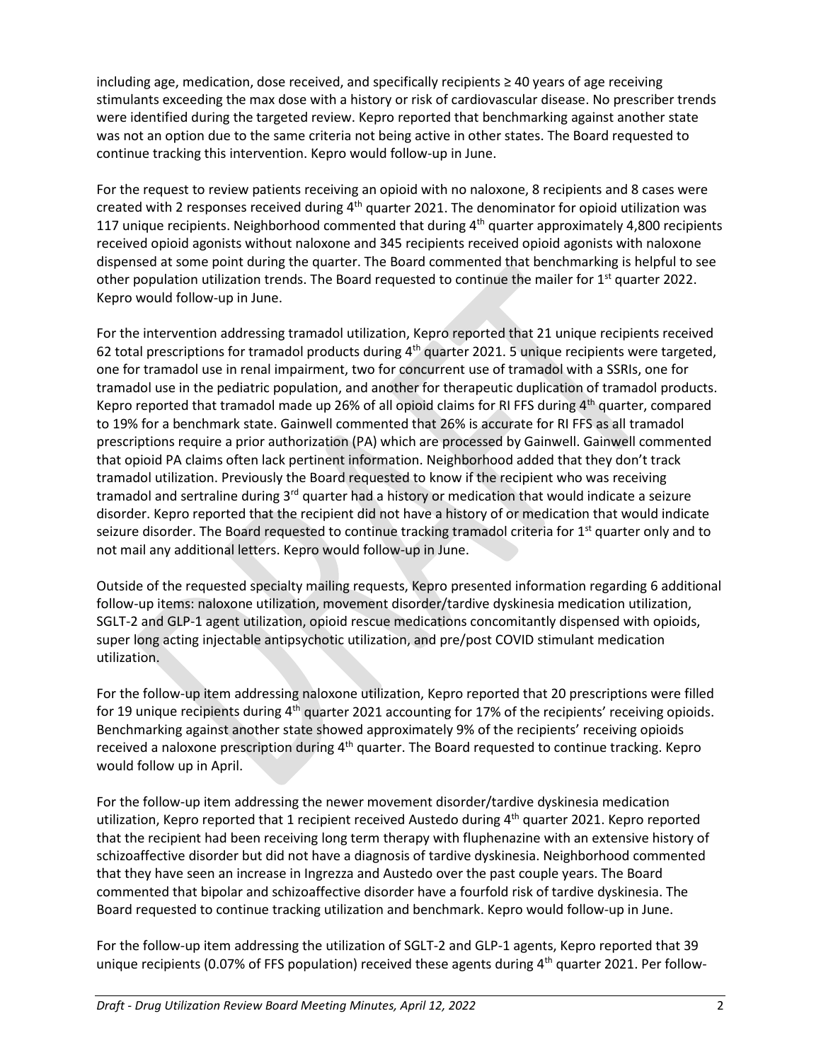including age, medication, dose received, and specifically recipients ≥ 40 years of age receiving stimulants exceeding the max dose with a history or risk of cardiovascular disease. No prescriber trends were identified during the targeted review. Kepro reported that benchmarking against another state was not an option due to the same criteria not being active in other states. The Board requested to continue tracking this intervention. Kepro would follow-up in June.

For the request to review patients receiving an opioid with no naloxone, 8 recipients and 8 cases were created with 2 responses received during 4th quarter 2021. The denominator for opioid utilization was 117 unique recipients. Neighborhood commented that during 4th quarter approximately 4,800 recipients received opioid agonists without naloxone and 345 recipients received opioid agonists with naloxone dispensed at some point during the quarter. The Board commented that benchmarking is helpful to see other population utilization trends. The Board requested to continue the mailer for 1st quarter 2022. Kepro would follow-up in June.

For the intervention addressing tramadol utilization, Kepro reported that 21 unique recipients received 62 total prescriptions for tramadol products during 4th quarter 2021. 5 unique recipients were targeted, one for tramadol use in renal impairment, two for concurrent use of tramadol with a SSRIs, one for tramadol use in the pediatric population, and another for therapeutic duplication of tramadol products. Kepro reported that tramadol made up 26% of all opioid claims for RI FFS during 4th quarter, compared to 19% for a benchmark state. Gainwell commented that 26% is accurate for RI FFS as all tramadol prescriptions require a prior authorization (PA) which are processed by Gainwell. Gainwell commented that opioid PA claims often lack pertinent information. Neighborhood added that they don't track tramadol utilization. Previously the Board requested to know if the recipient who was receiving tramadol and sertraline during 3rd quarter had a history or medication that would indicate a seizure disorder. Kepro reported that the recipient did not have a history of or medication that would indicate seizure disorder. The Board requested to continue tracking tramadol criteria for 1st quarter only and to not mail any additional letters. Kepro would follow-up in June.

Outside of the requested specialty mailing requests, Kepro presented information regarding 6 additional follow-up items: naloxone utilization, movement disorder/tardive dyskinesia medication utilization, SGLT-2 and GLP-1 agent utilization, opioid rescue medications concomitantly dispensed with opioids, super long acting injectable antipsychotic utilization, and pre/post COVID stimulant medication utilization.

For the follow-up item addressing naloxone utilization, Kepro reported that 20 prescriptions were filled for 19 unique recipients during 4th quarter 2021 accounting for 17% of the recipients' receiving opioids. Benchmarking against another state showed approximately 9% of the recipients' receiving opioids received a naloxone prescription during 4th quarter. The Board requested to continue tracking. Kepro would follow up in April.

For the follow-up item addressing the newer movement disorder/tardive dyskinesia medication utilization, Kepro reported that 1 recipient received Austedo during 4th quarter 2021. Kepro reported that the recipient had been receiving long term therapy with fluphenazine with an extensive history of schizoaffective disorder but did not have a diagnosis of tardive dyskinesia. Neighborhood commented that they have seen an increase in Ingrezza and Austedo over the past couple years. The Board commented that bipolar and schizoaffective disorder have a fourfold risk of tardive dyskinesia. The Board requested to continue tracking utilization and benchmark. Kepro would follow-up in June.

For the follow-up item addressing the utilization of SGLT-2 and GLP-1 agents, Kepro reported that 39 unique recipients (0.07% of FFS population) received these agents during 4th quarter 2021. Per follow-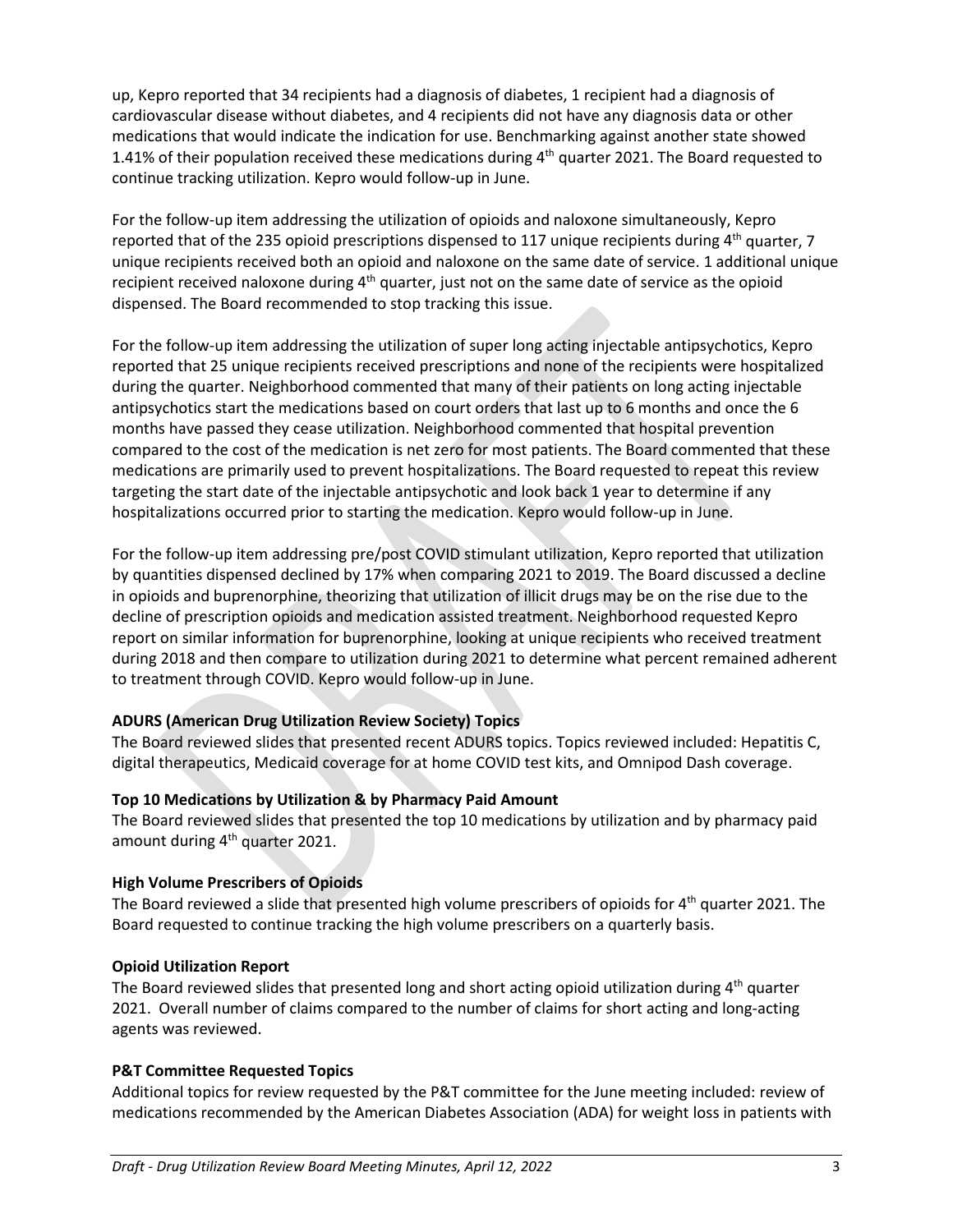up, Kepro reported that 34 recipients had a diagnosis of diabetes, 1 recipient had a diagnosis of cardiovascular disease without diabetes, and 4 recipients did not have any diagnosis data or other medications that would indicate the indication for use. Benchmarking against another state showed 1.41% of their population received these medications during 4th quarter 2021. The Board requested to continue tracking utilization. Kepro would follow-up in June.

For the follow-up item addressing the utilization of opioids and naloxone simultaneously, Kepro reported that of the 235 opioid prescriptions dispensed to 117 unique recipients during 4th quarter, 7 unique recipients received both an opioid and naloxone on the same date of service. 1 additional unique recipient received naloxone during 4th quarter, just not on the same date of service as the opioid dispensed. The Board recommended to stop tracking this issue.

For the follow-up item addressing the utilization of super long acting injectable antipsychotics, Kepro reported that 25 unique recipients received prescriptions and none of the recipients were hospitalized during the quarter. Neighborhood commented that many of their patients on long acting injectable antipsychotics start the medications based on court orders that last up to 6 months and once the 6 months have passed they cease utilization. Neighborhood commented that hospital prevention compared to the cost of the medication is net zero for most patients. The Board commented that these medications are primarily used to prevent hospitalizations. The Board requested to repeat this review targeting the start date of the injectable antipsychotic and look back 1 year to determine if any hospitalizations occurred prior to starting the medication. Kepro would follow-up in June.

For the follow-up item addressing pre/post COVID stimulant utilization, Kepro reported that utilization by quantities dispensed declined by 17% when comparing 2021 to 2019. The Board discussed a decline in opioids and buprenorphine, theorizing that utilization of illicit drugs may be on the rise due to the decline of prescription opioids and medication assisted treatment. Neighborhood requested Kepro report on similar information for buprenorphine, looking at unique recipients who received treatment during 2018 and then compare to utilization during 2021 to determine what percent remained adherent to treatment through COVID. Kepro would follow-up in June.

**ADURS (American Drug Utilization Review Society) Topics**

The Board reviewed slides that presented recent ADURS topics. Topics reviewed included: Hepatitis C, digital therapeutics, Medicaid coverage for at home COVID test kits, and Omnipod Dash coverage.

**Top 10 Medications by Utilization & by Pharmacy Paid Amount**

The Board reviewed slides that presented the top 10 medications by utilization and by pharmacy paid amount during 4th quarter 2021.

**High Volume Prescribers of Opioids**

The Board reviewed a slide that presented high volume prescribers of opioids for 4th quarter 2021. The Board requested to continue tracking the high volume prescribers on a quarterly basis.

**Opioid Utilization Report**

The Board reviewed slides that presented long and short acting opioid utilization during 4th quarter 2021. Overall number of claims compared to the number of claims for short acting and long-acting agents was reviewed.

**P&T Committee Requested Topics**

Additional topics for review requested by the P&T committee for the June meeting included: review of medications recommended by the American Diabetes Association (ADA) for weight loss in patients with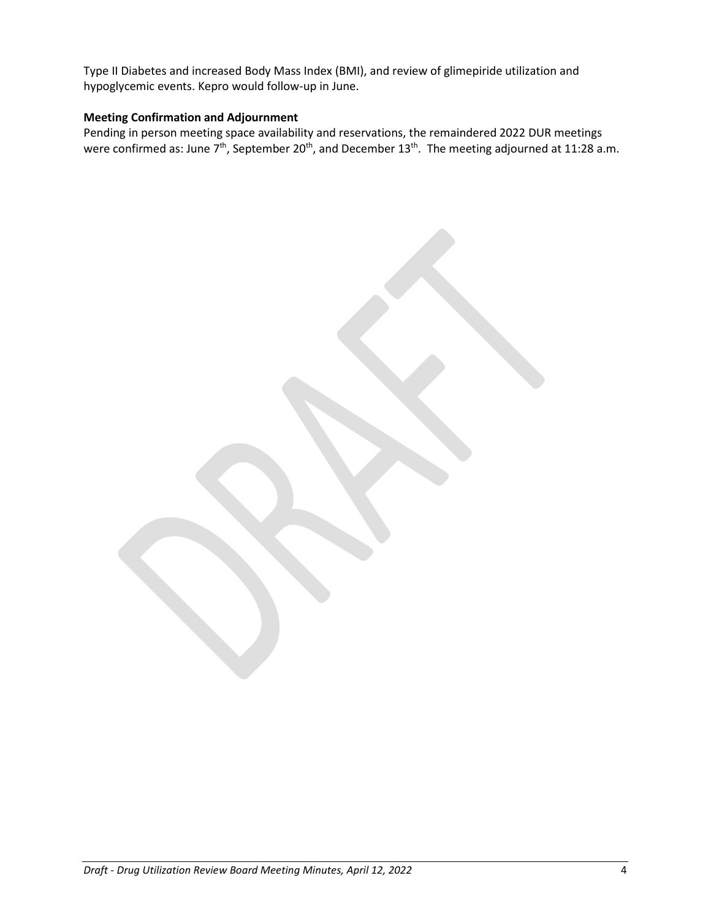Type II Diabetes and increased Body Mass Index (BMI), and review of glimepiride utilization and hypoglycemic events. Kepro would follow-up in June.

**Meeting Confirmation and Adjournment**

Pending in person meeting space availability and reservations, the remaindered 2022 DUR meetings were confirmed as: June 7th, September 20th, and December 13th. The meeting adjourned at 11:28 a.m.